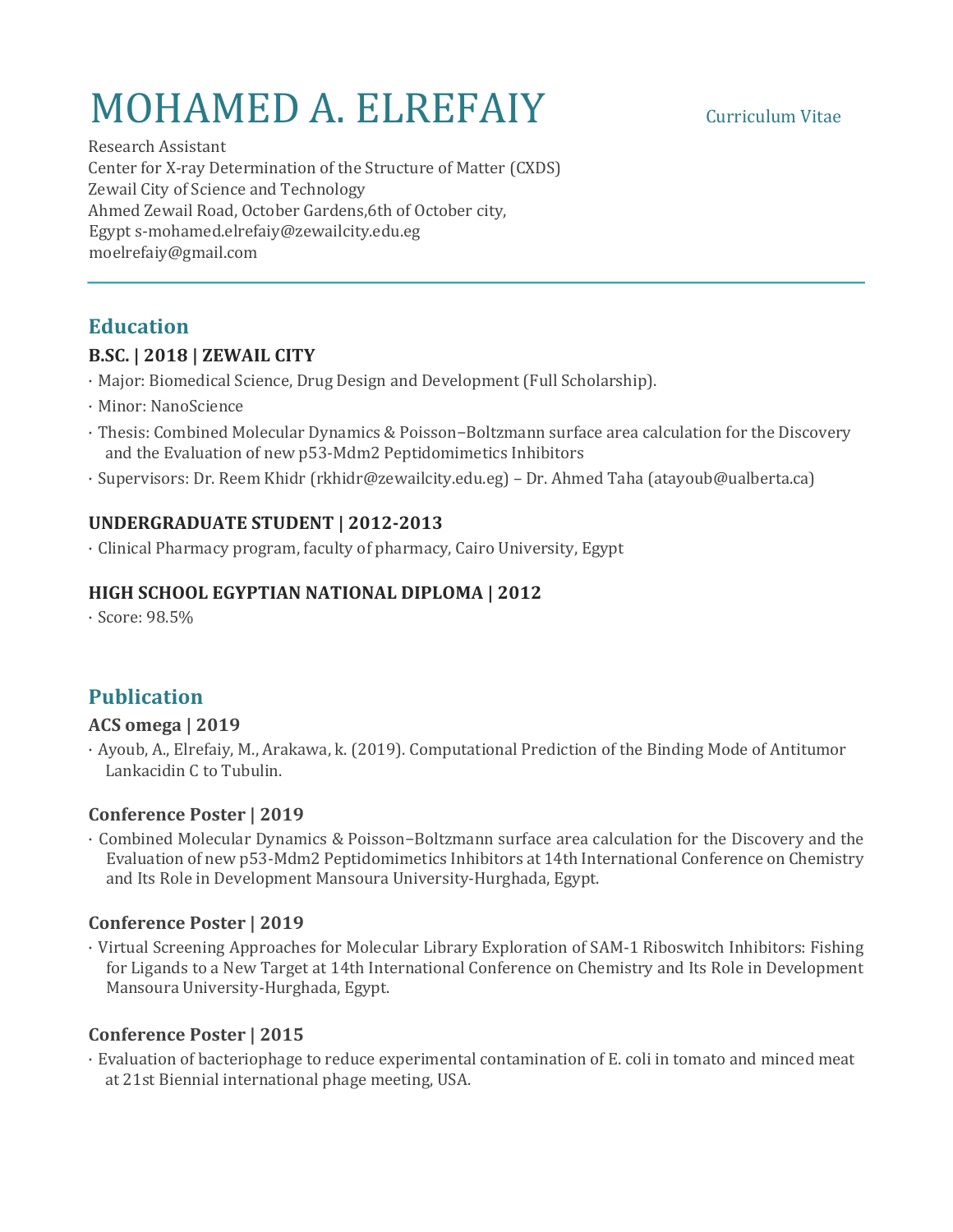# MOHAMED A. ELREFAIY

Curriculum Vitae

Research Assistant
Center for X-ray Determination of the Structure of Matter (CXDS)
Zewail City of Science and Technology
Ahmed Zewail Road, October Gardens,6th of October city,
Egypt s-mohamed.elrefaiy@zewailcity.edu.eg
moelrefaiy@gmail.com

---

## Education

### B.SC. | 2018 | ZEWAIL CITY

- Major: Biomedical Science, Drug Design and Development (Full Scholarship).
- Minor: NanoScience
- Thesis: Combined Molecular Dynamics & Poisson−Boltzmann surface area calculation for the Discovery and the Evaluation of new p53-Mdm2 Peptidomimetics Inhibitors
- Supervisors: Dr. Reem Khidr (rkhidr@zewailcity.edu.eg) – Dr. Ahmed Taha (atayoub@ualberta.ca)

### UNDERGRADUATE STUDENT | 2012-2013

- Clinical Pharmacy program, faculty of pharmacy, Cairo University, Egypt

### HIGH SCHOOL EGYPTIAN NATIONAL DIPLOMA | 2012

- Score: 98.5%

## Publication

### ACS omega | 2019

- Ayoub, A., Elrefaiy, M., Arakawa, k. (2019). Computational Prediction of the Binding Mode of Antitumor Lankacidin C to Tubulin.

### Conference Poster | 2019

- Combined Molecular Dynamics & Poisson−Boltzmann surface area calculation for the Discovery and the Evaluation of new p53-Mdm2 Peptidomimetics Inhibitors at 14th International Conference on Chemistry and Its Role in Development Mansoura University-Hurghada, Egypt.

### Conference Poster | 2019

- Virtual Screening Approaches for Molecular Library Exploration of SAM-1 Riboswitch Inhibitors: Fishing for Ligands to a New Target at 14th International Conference on Chemistry and Its Role in Development Mansoura University-Hurghada, Egypt.

### Conference Poster | 2015

- Evaluation of bacteriophage to reduce experimental contamination of E. coli in tomato and minced meat at 21st Biennial international phage meeting, USA.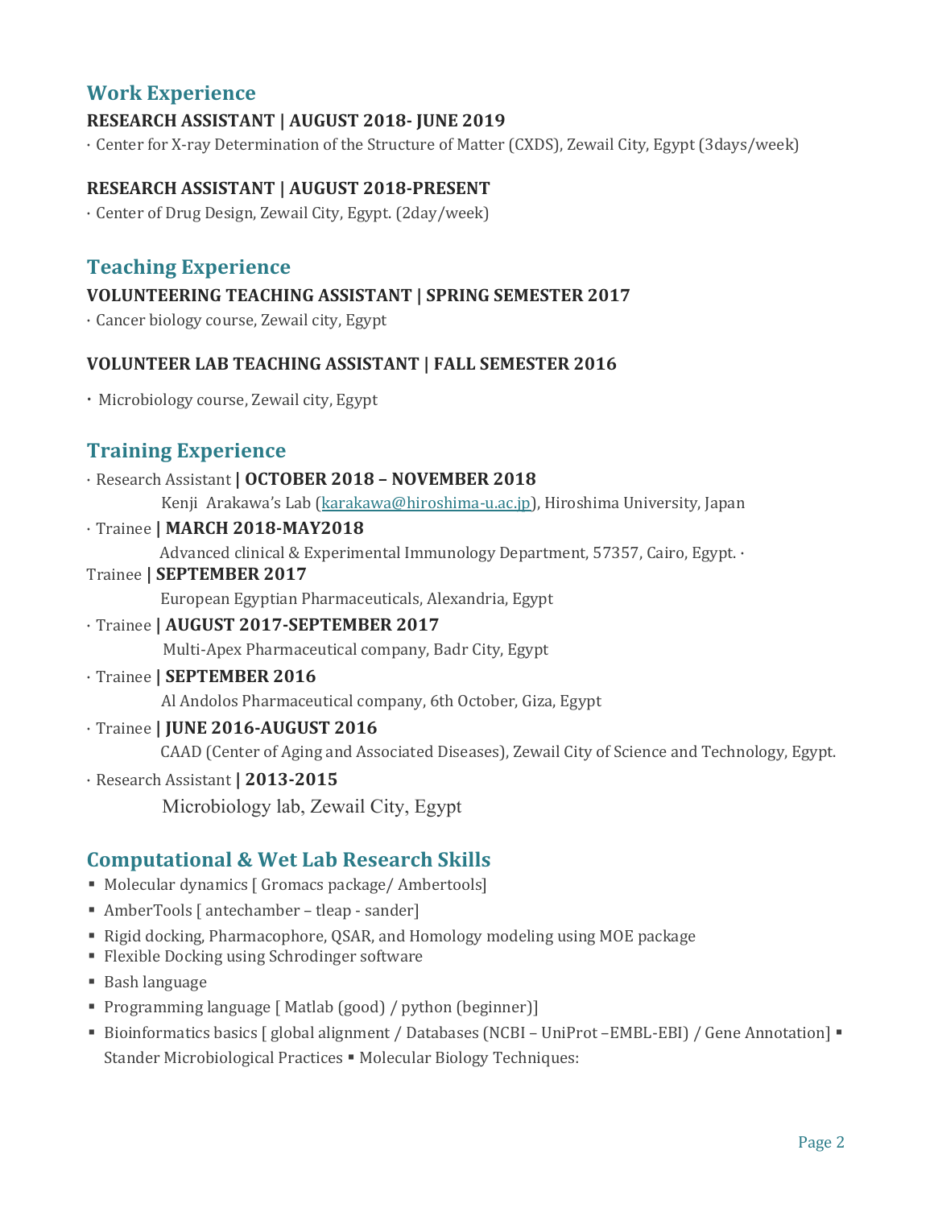## Work Experience

**RESEARCH ASSISTANT | AUGUST 2018- JUNE 2019**

· Center for X-ray Determination of the Structure of Matter (CXDS), Zewail City, Egypt (3days/week)

**RESEARCH ASSISTANT | AUGUST 2018-PRESENT**

· Center of Drug Design, Zewail City, Egypt. (2day/week)

## Teaching Experience

**VOLUNTEERING TEACHING ASSISTANT | SPRING SEMESTER 2017**

· Cancer biology course, Zewail city, Egypt

**VOLUNTEER LAB TEACHING ASSISTANT | FALL SEMESTER 2016**

· Microbiology course, Zewail city, Egypt

## Training Experience

· Research Assistant **| OCTOBER 2018 – NOVEMBER 2018**

Kenji Arakawa's Lab (karakawa@hiroshima-u.ac.jp), Hiroshima University, Japan

· Trainee **| MARCH 2018-MAY2018**

Advanced clinical & Experimental Immunology Department, 57357, Cairo, Egypt. ·

Trainee **| SEPTEMBER 2017**

European Egyptian Pharmaceuticals, Alexandria, Egypt

· Trainee **| AUGUST 2017-SEPTEMBER 2017**

Multi-Apex Pharmaceutical company, Badr City, Egypt

· Trainee **| SEPTEMBER 2016**

Al Andolos Pharmaceutical company, 6th October, Giza, Egypt

· Trainee **| JUNE 2016-AUGUST 2016**

CAAD (Center of Aging and Associated Diseases), Zewail City of Science and Technology, Egypt.

· Research Assistant **| 2013-2015**

Microbiology lab, Zewail City, Egypt

## Computational & Wet Lab Research Skills

- Molecular dynamics [ Gromacs package/ Ambertools]
- AmberTools [ antechamber – tleap - sander]
- Rigid docking, Pharmacophore, QSAR, and Homology modeling using MOE package
- Flexible Docking using Schrodinger software
- Bash language
- Programming language [ Matlab (good) / python (beginner)]
- Bioinformatics basics [ global alignment / Databases (NCBI – UniProt –EMBL-EBI) / Gene Annotation]
- Stander Microbiological Practices
- Molecular Biology Techniques: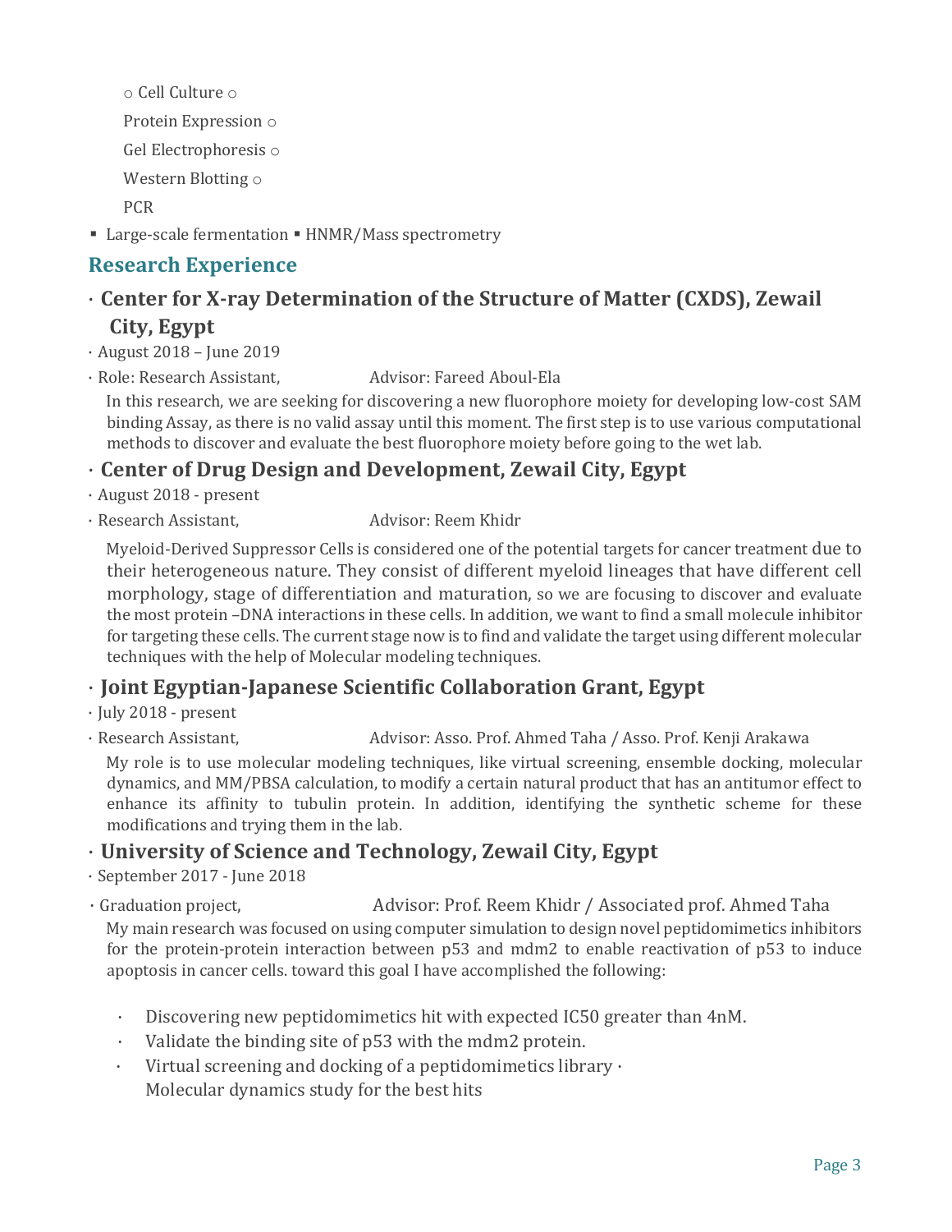- Cell Culture
- Protein Expression
- Gel Electrophoresis
- Western Blotting
- PCR

- Large-scale fermentation
- HNMR/Mass spectrometry

## Research Experience

### · Center for X-ray Determination of the Structure of Matter (CXDS), Zewail City, Egypt

· August 2018 – June 2019

· Role: Research Assistant, Advisor: Fareed Aboul-Ela

In this research, we are seeking for discovering a new fluorophore moiety for developing low-cost SAM binding Assay, as there is no valid assay until this moment. The first step is to use various computational methods to discover and evaluate the best fluorophore moiety before going to the wet lab.

### · Center of Drug Design and Development, Zewail City, Egypt

· August 2018 - present

· Research Assistant, Advisor: Reem Khidr

Myeloid-Derived Suppressor Cells is considered one of the potential targets for cancer treatment due to their heterogeneous nature. They consist of different myeloid lineages that have different cell morphology, stage of differentiation and maturation, so we are focusing to discover and evaluate the most protein –DNA interactions in these cells. In addition, we want to find a small molecule inhibitor for targeting these cells. The current stage now is to find and validate the target using different molecular techniques with the help of Molecular modeling techniques.

### · Joint Egyptian-Japanese Scientific Collaboration Grant, Egypt

· July 2018 - present

· Research Assistant, Advisor: Asso. Prof. Ahmed Taha / Asso. Prof. Kenji Arakawa

My role is to use molecular modeling techniques, like virtual screening, ensemble docking, molecular dynamics, and MM/PBSA calculation, to modify a certain natural product that has an antitumor effect to enhance its affinity to tubulin protein. In addition, identifying the synthetic scheme for these modifications and trying them in the lab.

### · University of Science and Technology, Zewail City, Egypt

· September 2017 - June 2018

· Graduation project, Advisor: Prof. Reem Khidr / Associated prof. Ahmed Taha

My main research was focused on using computer simulation to design novel peptidomimetics inhibitors for the protein-protein interaction between p53 and mdm2 to enable reactivation of p53 to induce apoptosis in cancer cells. toward this goal I have accomplished the following:

- Discovering new peptidomimetics hit with expected IC50 greater than 4nM.
- Validate the binding site of p53 with the mdm2 protein.
- Virtual screening and docking of a peptidomimetics library
- Molecular dynamics study for the best hits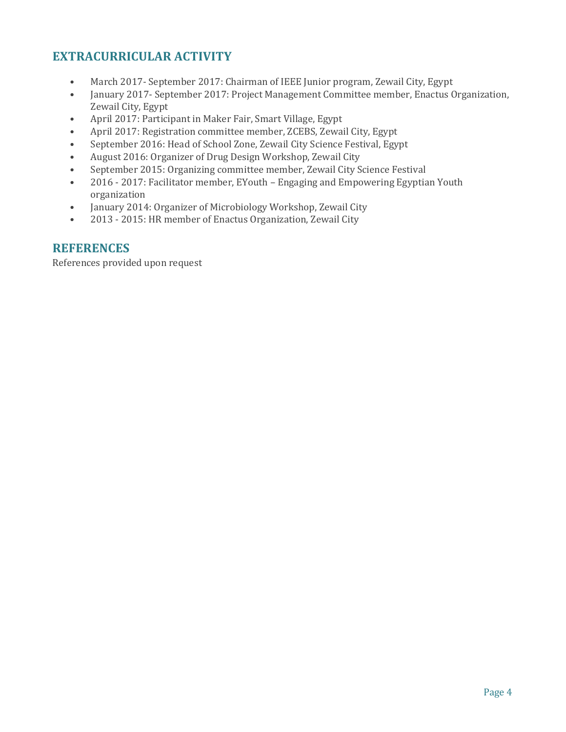## EXTRACURRICULAR ACTIVITY

- March 2017- September 2017: Chairman of IEEE Junior program, Zewail City, Egypt
- January 2017- September 2017: Project Management Committee member, Enactus Organization, Zewail City, Egypt
- April 2017: Participant in Maker Fair, Smart Village, Egypt
- April 2017: Registration committee member, ZCEBS, Zewail City, Egypt
- September 2016: Head of School Zone, Zewail City Science Festival, Egypt
- August 2016: Organizer of Drug Design Workshop, Zewail City
- September 2015: Organizing committee member, Zewail City Science Festival
- 2016 - 2017: Facilitator member, EYouth – Engaging and Empowering Egyptian Youth organization
- January 2014: Organizer of Microbiology Workshop, Zewail City
- 2013 - 2015: HR member of Enactus Organization, Zewail City

## REFERENCES

References provided upon request